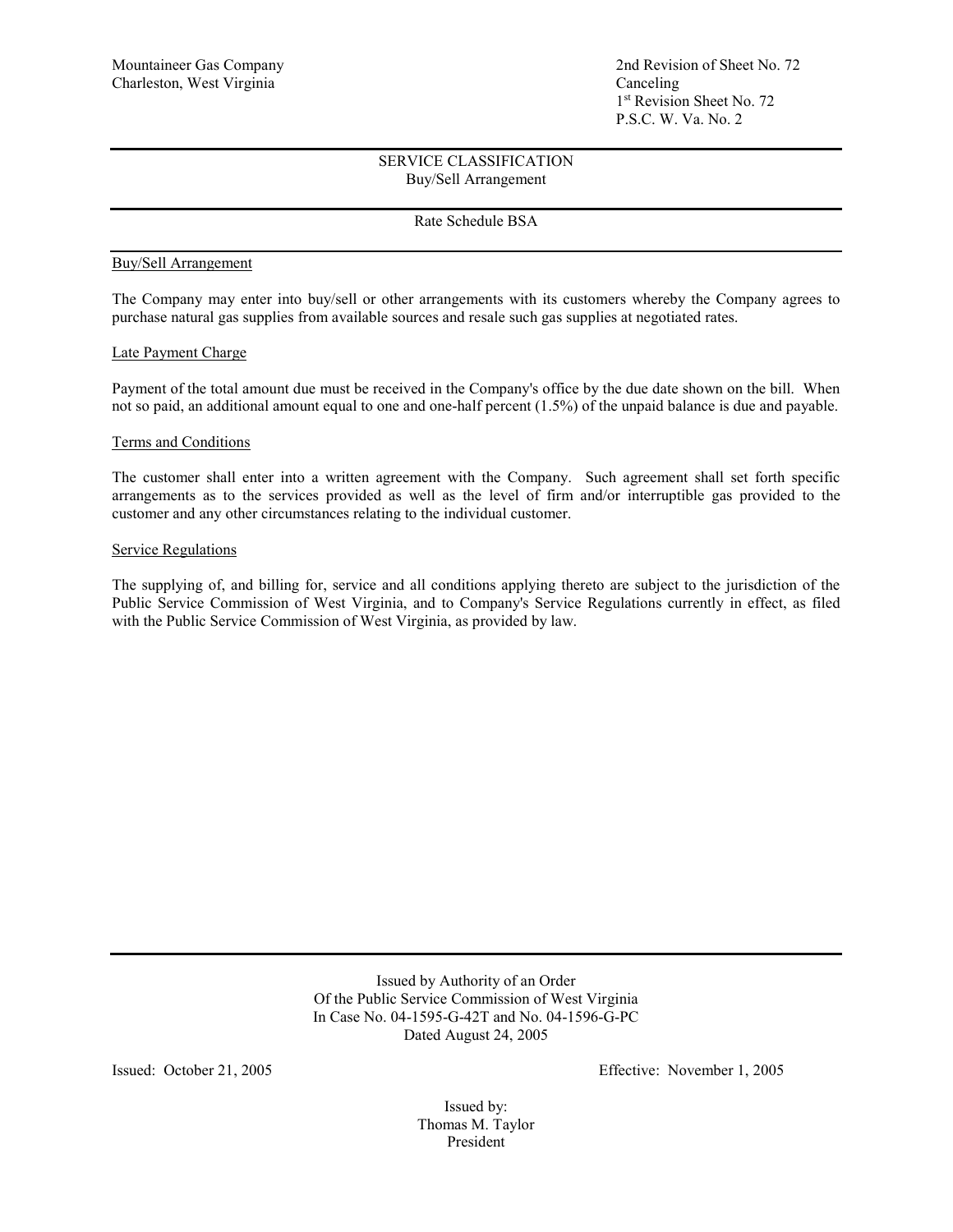Mountaineer Gas Company
Charleston, West Virginia

2nd Revision of Sheet No. 72
Canceling
1st Revision Sheet No. 72
P.S.C. W. Va. No. 2

---

SERVICE CLASSIFICATION
Buy/Sell Arrangement

---

Rate Schedule BSA

---

Buy/Sell Arrangement

The Company may enter into buy/sell or other arrangements with its customers whereby the Company agrees to purchase natural gas supplies from available sources and resale such gas supplies at negotiated rates.

Late Payment Charge

Payment of the total amount due must be received in the Company's office by the due date shown on the bill. When not so paid, an additional amount equal to one and one-half percent (1.5%) of the unpaid balance is due and payable.

Terms and Conditions

The customer shall enter into a written agreement with the Company. Such agreement shall set forth specific arrangements as to the services provided as well as the level of firm and/or interruptible gas provided to the customer and any other circumstances relating to the individual customer.

Service Regulations

The supplying of, and billing for, service and all conditions applying thereto are subject to the jurisdiction of the Public Service Commission of West Virginia, and to Company's Service Regulations currently in effect, as filed with the Public Service Commission of West Virginia, as provided by law.

---

Issued by Authority of an Order
Of the Public Service Commission of West Virginia
In Case No. 04-1595-G-42T and No. 04-1596-G-PC
Dated August 24, 2005

Issued: October 21, 2005

Effective: November 1, 2005

Issued by:
Thomas M. Taylor
President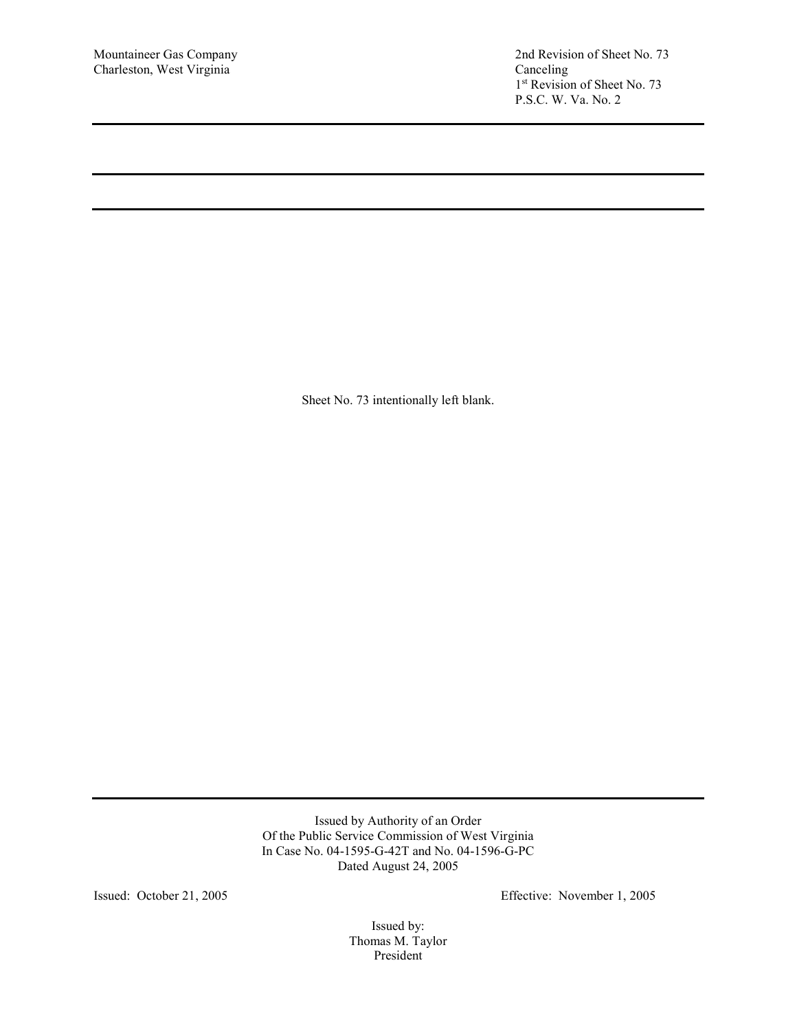Mountaineer Gas Company
Charleston, West Virginia

2nd Revision of Sheet No. 73
Canceling
1st Revision of Sheet No. 73
P.S.C. W. Va. No. 2

---

---

---

Sheet No. 73 intentionally left blank.

---

Issued by Authority of an Order
Of the Public Service Commission of West Virginia
In Case No. 04-1595-G-42T and No. 04-1596-G-PC
Dated August 24, 2005

Issued: October 21, 2005

Effective: November 1, 2005

Issued by:
Thomas M. Taylor
President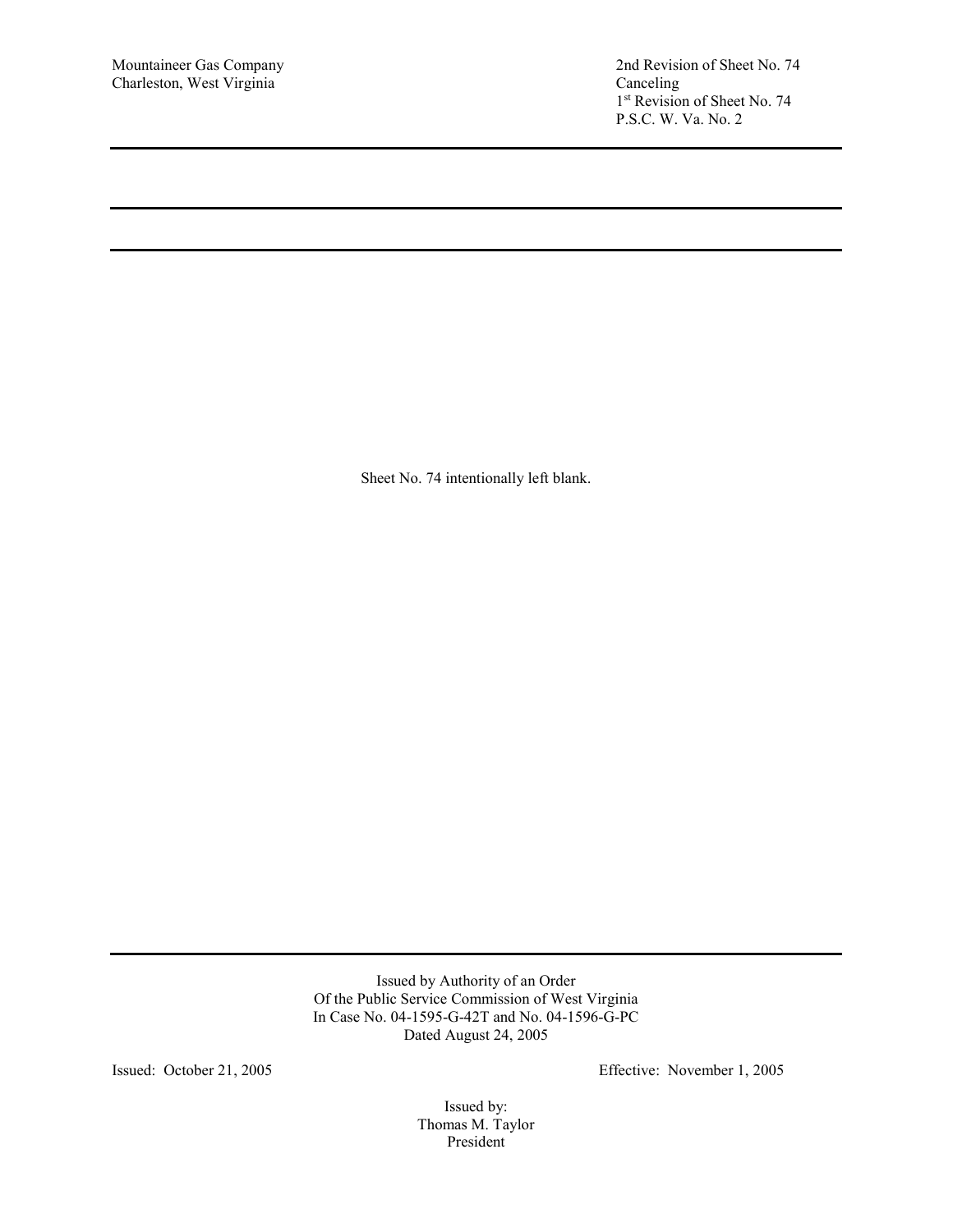Mountaineer Gas Company
Charleston, West Virginia

2nd Revision of Sheet No. 74
Canceling
1st Revision of Sheet No. 74
P.S.C. W. Va. No. 2

---

---

---

Sheet No. 74 intentionally left blank.

---

Issued by Authority of an Order
Of the Public Service Commission of West Virginia
In Case No. 04-1595-G-42T and No. 04-1596-G-PC
Dated August 24, 2005

Issued: October 21, 2005

Effective: November 1, 2005

Issued by:
Thomas M. Taylor
President